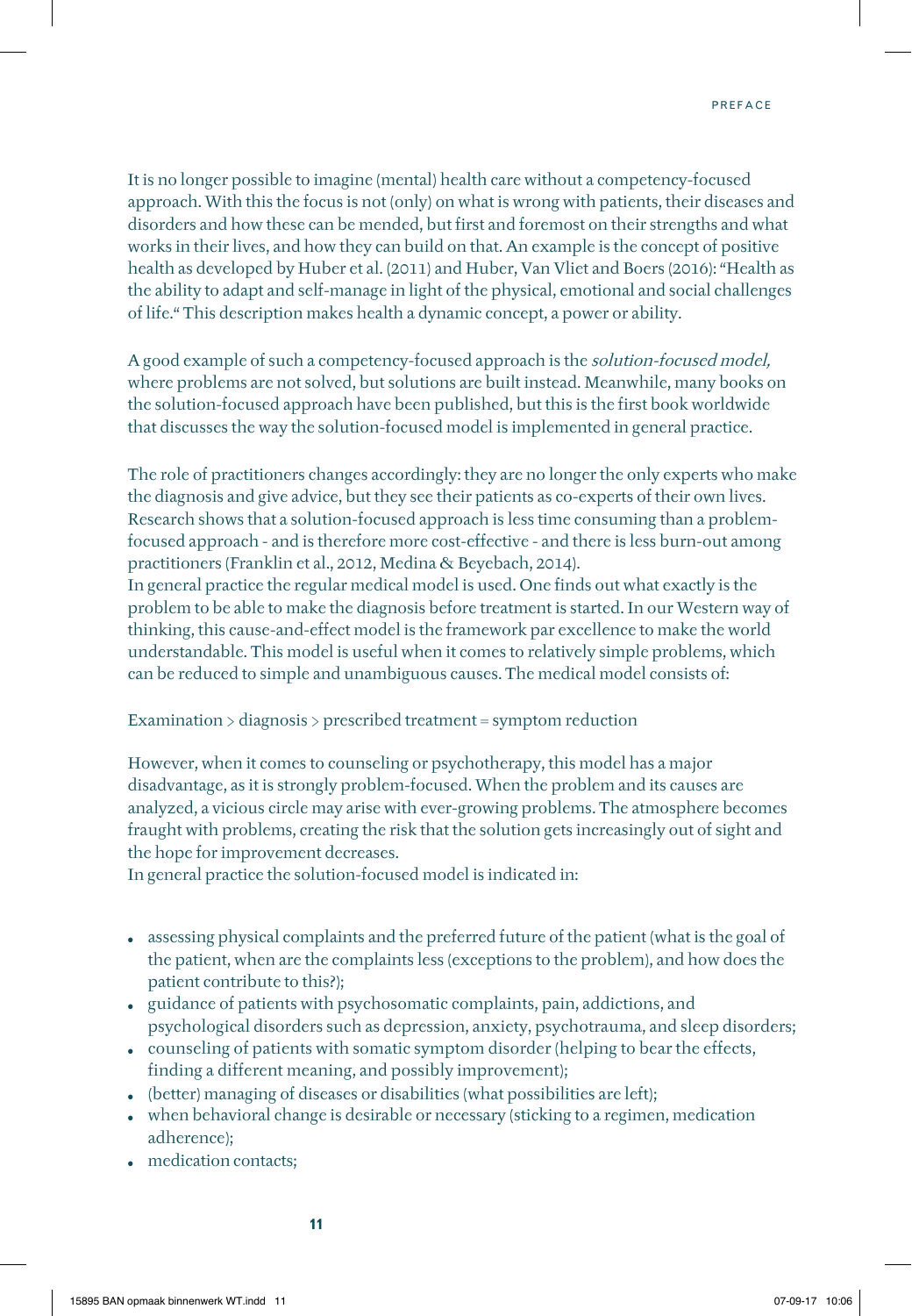It is no longer possible to imagine (mental) health care without a competency-focused approach. With this the focus is not (only) on what is wrong with patients, their diseases and disorders and how these can be mended, but first and foremost on their strengths and what works in their lives, and how they can build on that. An example is the concept of positive health as developed by Huber et al. (2011) and Huber, Van Vliet and Boers (2016): "Health as the ability to adapt and self-manage in light of the physical, emotional and social challenges of life." This description makes health a dynamic concept, a power or ability.

A good example of such a competency-focused approach is the *solution-focused model,* where problems are not solved, but solutions are built instead. Meanwhile, many books on the solution-focused approach have been published, but this is the first book worldwide that discusses the way the solution-focused model is implemented in general practice.

The role of practitioners changes accordingly: they are no longer the only experts who make the diagnosis and give advice, but they see their patients as co-experts of their own lives. Research shows that a solution-focused approach is less time consuming than a problem-focused approach - and is therefore more cost-effective - and there is less burn-out among practitioners (Franklin et al., 2012, Medina & Beyebach, 2014).

In general practice the regular medical model is used. One finds out what exactly is the problem to be able to make the diagnosis before treatment is started. In our Western way of thinking, this cause-and-effect model is the framework par excellence to make the world understandable. This model is useful when it comes to relatively simple problems, which can be reduced to simple and unambiguous causes. The medical model consists of:

Examination > diagnosis > prescribed treatment = symptom reduction

However, when it comes to counseling or psychotherapy, this model has a major disadvantage, as it is strongly problem-focused. When the problem and its causes are analyzed, a vicious circle may arise with ever-growing problems. The atmosphere becomes fraught with problems, creating the risk that the solution gets increasingly out of sight and the hope for improvement decreases.

In general practice the solution-focused model is indicated in:

- assessing physical complaints and the preferred future of the patient (what is the goal of the patient, when are the complaints less (exceptions to the problem), and how does the patient contribute to this?);
- guidance of patients with psychosomatic complaints, pain, addictions, and psychological disorders such as depression, anxiety, psychotrauma, and sleep disorders;
- counseling of patients with somatic symptom disorder (helping to bear the effects, finding a different meaning, and possibly improvement);
- (better) managing of diseases or disabilities (what possibilities are left);
- when behavioral change is desirable or necessary (sticking to a regimen, medication adherence);
- medication contacts;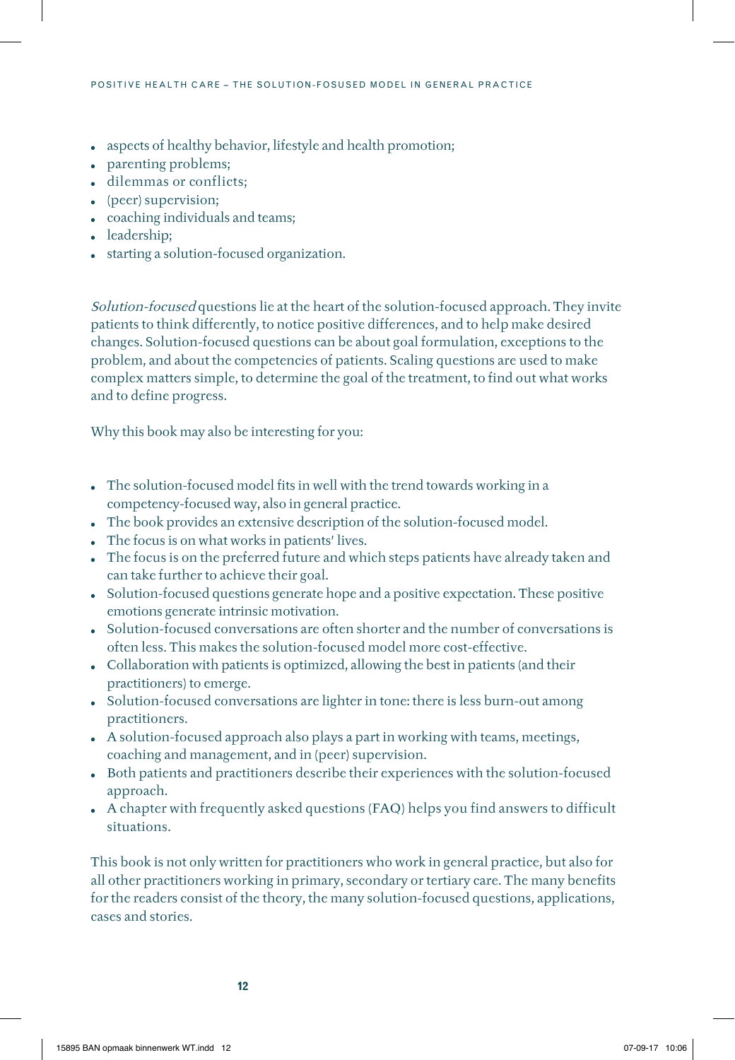- aspects of healthy behavior, lifestyle and health promotion;
- parenting problems;
- dilemmas or conflicts;
- (peer) supervision;
- coaching individuals and teams;
- leadership;
- starting a solution-focused organization.

*Solution-focused* questions lie at the heart of the solution-focused approach. They invite patients to think differently, to notice positive differences, and to help make desired changes. Solution-focused questions can be about goal formulation, exceptions to the problem, and about the competencies of patients. Scaling questions are used to make complex matters simple, to determine the goal of the treatment, to find out what works and to define progress.

Why this book may also be interesting for you:

- The solution-focused model fits in well with the trend towards working in a competency-focused way, also in general practice.
- The book provides an extensive description of the solution-focused model.
- The focus is on what works in patients' lives.
- The focus is on the preferred future and which steps patients have already taken and can take further to achieve their goal.
- Solution-focused questions generate hope and a positive expectation. These positive emotions generate intrinsic motivation.
- Solution-focused conversations are often shorter and the number of conversations is often less. This makes the solution-focused model more cost-effective.
- Collaboration with patients is optimized, allowing the best in patients (and their practitioners) to emerge.
- Solution-focused conversations are lighter in tone: there is less burn-out among practitioners.
- A solution-focused approach also plays a part in working with teams, meetings, coaching and management, and in (peer) supervision.
- Both patients and practitioners describe their experiences with the solution-focused approach.
- A chapter with frequently asked questions (FAQ) helps you find answers to difficult situations.

This book is not only written for practitioners who work in general practice, but also for all other practitioners working in primary, secondary or tertiary care. The many benefits for the readers consist of the theory, the many solution-focused questions, applications, cases and stories.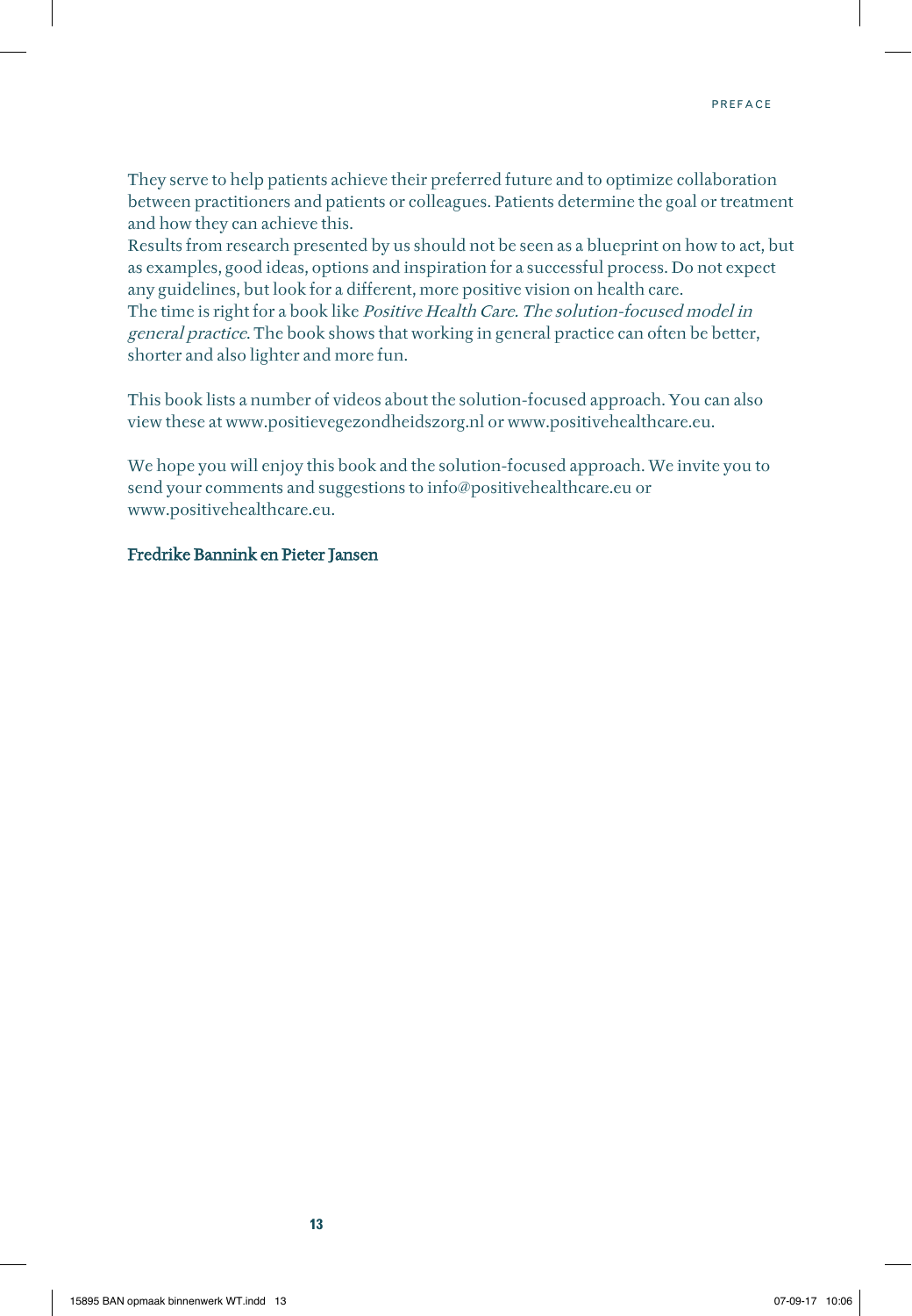They serve to help patients achieve their preferred future and to optimize collaboration between practitioners and patients or colleagues. Patients determine the goal or treatment and how they can achieve this.
Results from research presented by us should not be seen as a blueprint on how to act, but as examples, good ideas, options and inspiration for a successful process. Do not expect any guidelines, but look for a different, more positive vision on health care.
The time is right for a book like *Positive Health Care. The solution-focused model in general practice*. The book shows that working in general practice can often be better, shorter and also lighter and more fun.

This book lists a number of videos about the solution-focused approach. You can also view these at www.positievegezondheidszorg.nl or www.positivehealthcare.eu.

We hope you will enjoy this book and the solution-focused approach. We invite you to send your comments and suggestions to info@positivehealthcare.eu or www.positivehealthcare.eu.

Fredrike Bannink en Pieter Jansen